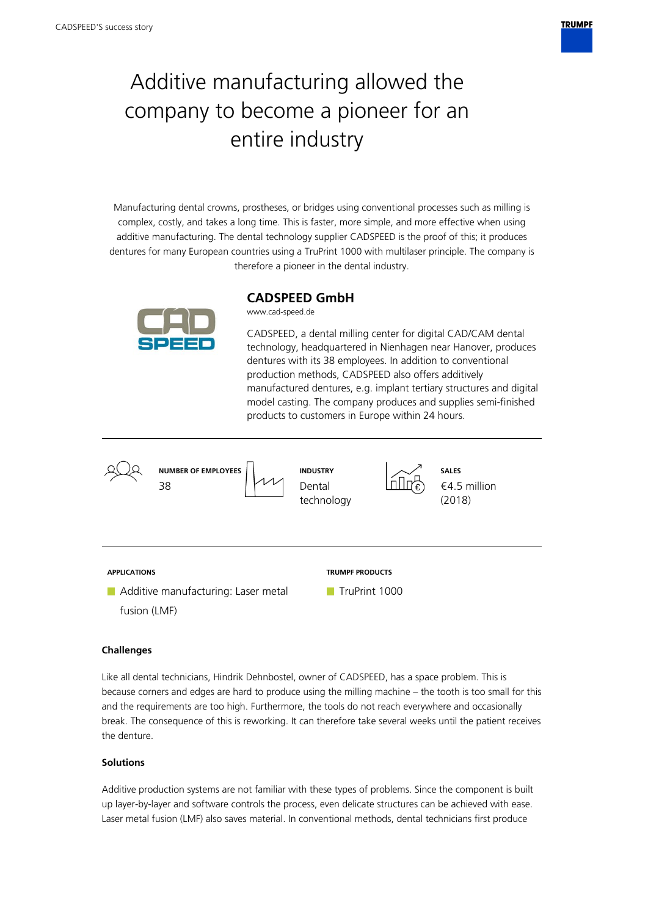# Additive manufacturing allowed the company to become a pioneer for an entire industry

Manufacturing dental crowns, prostheses, or bridges using conventional processes such as milling is complex, costly, and takes a long time. This is faster, more simple, and more effective when using additive manufacturing. The dental technology supplier CADSPEED is the proof of this; it produces dentures for many European countries using a TruPrint 1000 with multilaser principle. The company is therefore a pioneer in the dental industry.

## CADSPEED GmbH

www.cad-speed.de

CADSPEED, a dental milling center for digital CAD/CAM dental technology, headquartered in Nienhagen near Hanover, produces dentures with its 38 employees. In addition to conventional production methods, CADSPEED also offers additively manufactured dentures, e.g. implant tertiary structures and digital model casting. The company produces and supplies semi-finished products to customers in Europe within 24 hours.

| NUMBER OF EMPLOYEES | INDUSTRY | SALES |
| --- | --- | --- |
| 38 | Dental technology | €4.5 million (2018) |

**APPLICATIONS**

- Additive manufacturing: Laser metal fusion (LMF)

**TRUMPF PRODUCTS**

- TruPrint 1000

### Challenges

Like all dental technicians, Hindrik Dehnbostel, owner of CADSPEED, has a space problem. This is because corners and edges are hard to produce using the milling machine – the tooth is too small for this and the requirements are too high. Furthermore, the tools do not reach everywhere and occasionally break. The consequence of this is reworking. It can therefore take several weeks until the patient receives the denture.

### Solutions

Additive production systems are not familiar with these types of problems. Since the component is built up layer-by-layer and software controls the process, even delicate structures can be achieved with ease. Laser metal fusion (LMF) also saves material. In conventional methods, dental technicians first produce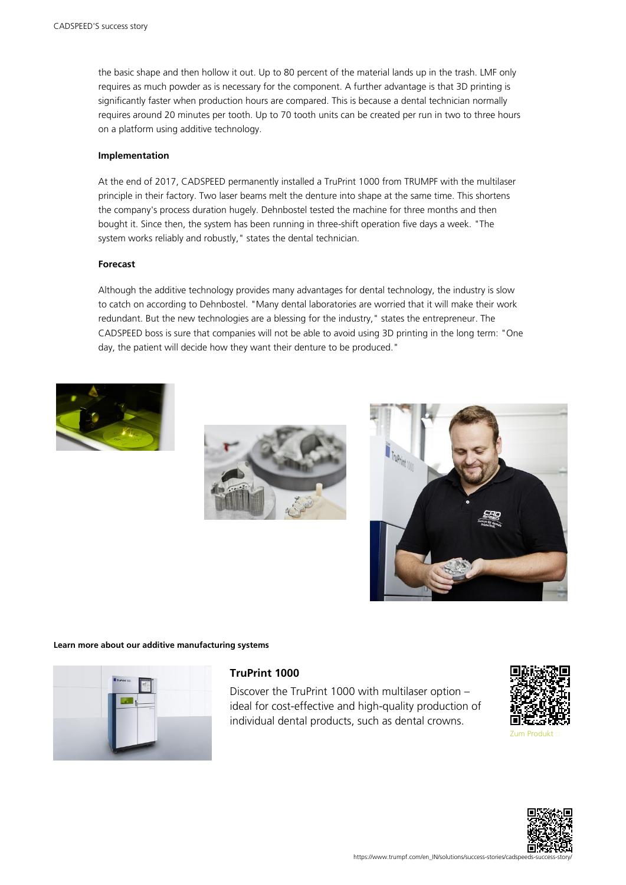the basic shape and then hollow it out. Up to 80 percent of the material lands up in the trash. LMF only requires as much powder as is necessary for the component. A further advantage is that 3D printing is significantly faster when production hours are compared. This is because a dental technician normally requires around 20 minutes per tooth. Up to 70 tooth units can be created per run in two to three hours on a platform using additive technology.

**Implementation**

At the end of 2017, CADSPEED permanently installed a TruPrint 1000 from TRUMPF with the multilaser principle in their factory. Two laser beams melt the denture into shape at the same time. This shortens the company's process duration hugely. Dehnbostel tested the machine for three months and then bought it. Since then, the system has been running in three-shift operation five days a week. "The system works reliably and robustly," states the dental technician.

**Forecast**

Although the additive technology provides many advantages for dental technology, the industry is slow to catch on according to Dehnbostel. "Many dental laboratories are worried that it will make their work redundant. But the new technologies are a blessing for the industry," states the entrepreneur. The CADSPEED boss is sure that companies will not be able to avoid using 3D printing in the long term: "One day, the patient will decide how they want their denture to be produced."

**Learn more about our additive manufacturing systems**

**TruPrint 1000**

Discover the TruPrint 1000 with multilaser option – ideal for cost-effective and high-quality production of individual dental products, such as dental crowns.

Zum Produkt

https://www.trumpf.com/en_IN/solutions/success-stories/cadspeeds-success-story/